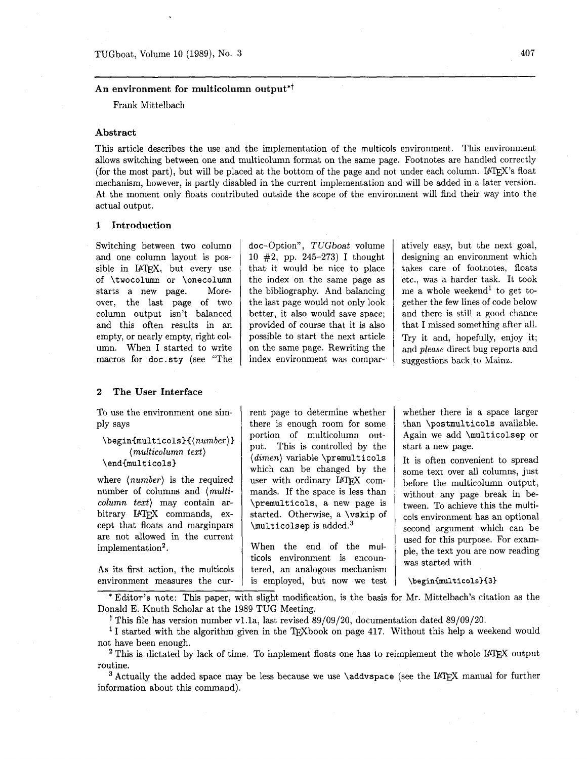## An environment for multicolumn output[*†]

Frank Mittelbach

### Abstract

This article describes the use and the implementation of the multicols environment. This environment allows switching between one and multicolumn format on the same page. Footnotes are handled correctly (for the most part), but will be placed at the bottom of the page and not under each column. LaTeX's float mechanism, however, is partly disabled in the current implementation and will be added in a later version. At the moment only floats contributed outside the scope of the environment will find their way into the actual output.

### 1 Introduction

Switching between two column and one column layout is possible in LaTeX, but every use of `\twocolumn` or `\onecolumn` starts a new page. Moreover, the last page of two column output isn't balanced and this often results in an empty, or nearly empty, right column. When I started to write macros for `doc.sty` (see "The doc–Option", *TUGboat* volume 10 #2, pp. 245–273) I thought that it would be nice to place the index on the same page as the bibliography. And balancing the last page would not only look better, it also would save space; provided of course that it is also possible to start the next article on the same page. Rewriting the index environment was comparatively easy, but the next goal, designing an environment which takes care of footnotes, floats etc., was a harder task. It took me a whole weekend[1] to get together the few lines of code below and there is still a good chance that I missed something after all.

Try it and, hopefully, enjoy it; and *please* direct bug reports and suggestions back to Mainz.

### 2 The User Interface

To use the environment one simply says

```
\begin{multicols}{⟨number⟩}
    ⟨multicolumn text⟩
\end{multicols}
```

where ⟨*number*⟩ is the required number of columns and ⟨*multicolumn text*⟩ may contain arbitrary LaTeX commands, except that floats and marginpars are not allowed in the current implementation[2].

As its first action, the multicols environment measures the current page to determine whether there is enough room for some portion of multicolumn output. This is controlled by the ⟨*dimen*⟩ variable `\premulticols` which can be changed by the user with ordinary LaTeX commands. If the space is less than `\premulticols`, a new page is started. Otherwise, a `\vskip` of `\multicolsep` is added.[3]

When the end of the multicols environment is encountered, an analogous mechanism is employed, but now we test whether there is a space larger than `\postmulticols` available. Again we add `\multicolsep` or start a new page.

It is often convenient to spread some text over all columns, just before the multicolumn output, without any page break in between. To achieve this the multicols environment has an optional second argument which can be used for this purpose. For example, the text you are now reading was started with

```
\begin{multicols}{3}
```

---

* Editor's note: This paper, with slight modification, is the basis for Mr. Mittelbach's citation as the Donald E. Knuth Scholar at the 1989 TUG Meeting.

† This file has version number v1.1a, last revised 89/09/20, documentation dated 89/09/20.

[1] I started with the algorithm given in the TeXbook on page 417. Without this help a weekend would not have been enough.

[2] This is dictated by lack of time. To implement floats one has to reimplement the whole LaTeX output routine.

[3] Actually the added space may be less because we use `\addvspace` (see the LaTeX manual for further information about this command).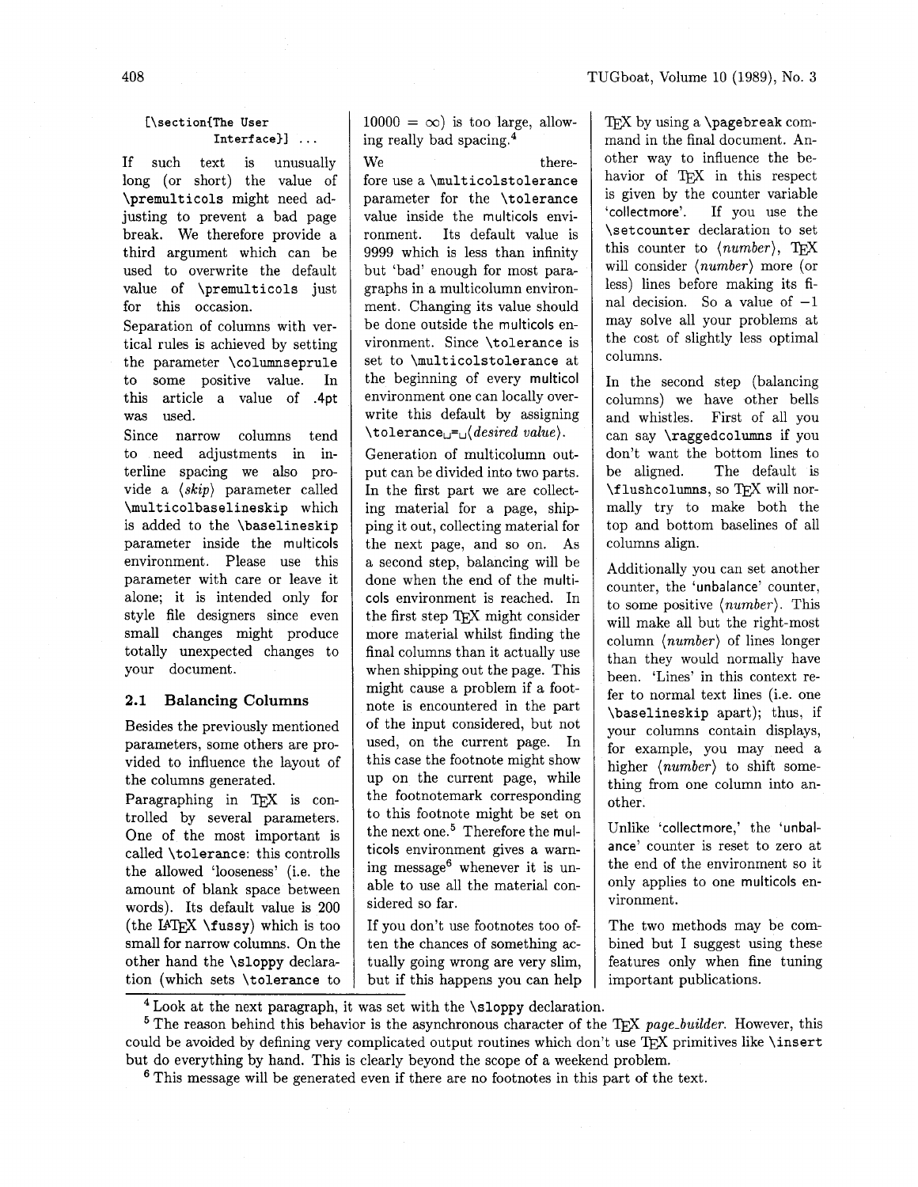```
[\section{The User
          Interface}] ...
```

If such text is unusually long (or short) the value of `\premulticols` might need adjusting to prevent a bad page break. We therefore provide a third argument which can be used to overwrite the default value of `\premulticols` just for this occasion.

Separation of columns with vertical rules is achieved by setting the parameter `\columnseprule` to some positive value. In this article a value of .4pt was used.

Since narrow columns tend to need adjustments in interline spacing we also provide a ⟨*skip*⟩ parameter called `\multicolbaselineskip` which is added to the `\baselineskip` parameter inside the multicols environment. Please use this parameter with care or leave it alone; it is intended only for style file designers since even small changes might produce totally unexpected changes to your document.

## 2.1 Balancing Columns

Besides the previously mentioned parameters, some others are provided to influence the layout of the columns generated.

Paragraphing in TeX is controlled by several parameters. One of the most important is called `\tolerance`: this controlls the allowed 'looseness' (i.e. the amount of blank space between words). Its default value is 200 (the LaTeX `\fussy`) which is too small for narrow columns. On the other hand the `\sloppy` declaration (which sets `\tolerance` to $10000 = \infty$) is too large, allowing really bad spacing.[4]

We therefore use a `\multicolstolerance` parameter for the `\tolerance` value inside the multicols environment. Its default value is 9999 which is less than infinity but 'bad' enough for most paragraphs in a multicolumn environment. Changing its value should be done outside the multicols environment. Since `\tolerance` is set to `\multicolstolerance` at the beginning of every multicol environment one can locally overwrite this default by assigning `\tolerance␣=␣`⟨*desired value*⟩.

Generation of multicolumn output can be divided into two parts. In the first part we are collecting material for a page, shipping it out, collecting material for the next page, and so on. As a second step, balancing will be done when the end of the multicols environment is reached. In the first step TeX might consider more material whilst finding the final columns than it actually use when shipping out the page. This might cause a problem if a footnote is encountered in the part of the input considered, but not used, on the current page. In this case the footnote might show up on the current page, while the footnotemark corresponding to this footnote might be set on the next one.[5] Therefore the multicols environment gives a warning message[6] whenever it is unable to use all the material considered so far.

If you don't use footnotes too often the chances of something actually going wrong are very slim, but if this happens you can help TeX by using a `\pagebreak` command in the final document. Another way to influence the behavior of TeX in this respect is given by the counter variable 'collectmore'. If you use the `\setcounter` declaration to set this counter to ⟨*number*⟩, TeX will consider ⟨*number*⟩ more (or less) lines before making its final decision. So a value of $-1$ may solve all your problems at the cost of slightly less optimal columns.

In the second step (balancing columns) we have other bells and whistles. First of all you can say `\raggedcolumns` if you don't want the bottom lines to be aligned. The default is `\flushcolumns`, so TeX will normally try to make both the top and bottom baselines of all columns align.

Additionally you can set another counter, the 'unbalance' counter, to some positive ⟨*number*⟩. This will make all but the right-most column ⟨*number*⟩ of lines longer than they would normally have been. 'Lines' in this context refer to normal text lines (i.e. one `\baselineskip` apart); thus, if your columns contain displays, for example, you may need a higher ⟨*number*⟩ to shift something from one column into another.

Unlike 'collectmore,' the 'unbalance' counter is reset to zero at the end of the environment so it only applies to one multicols environment.

The two methods may be combined but I suggest using these features only when fine tuning important publications.

---

[4] Look at the next paragraph, it was set with the `\sloppy` declaration.

[5] The reason behind this behavior is the asynchronous character of the TeX *page_builder*. However, this could be avoided by defining very complicated output routines which don't use TeX primitives like `\insert` but do everything by hand. This is clearly beyond the scope of a weekend problem.

[6] This message will be generated even if there are no footnotes in this part of the text.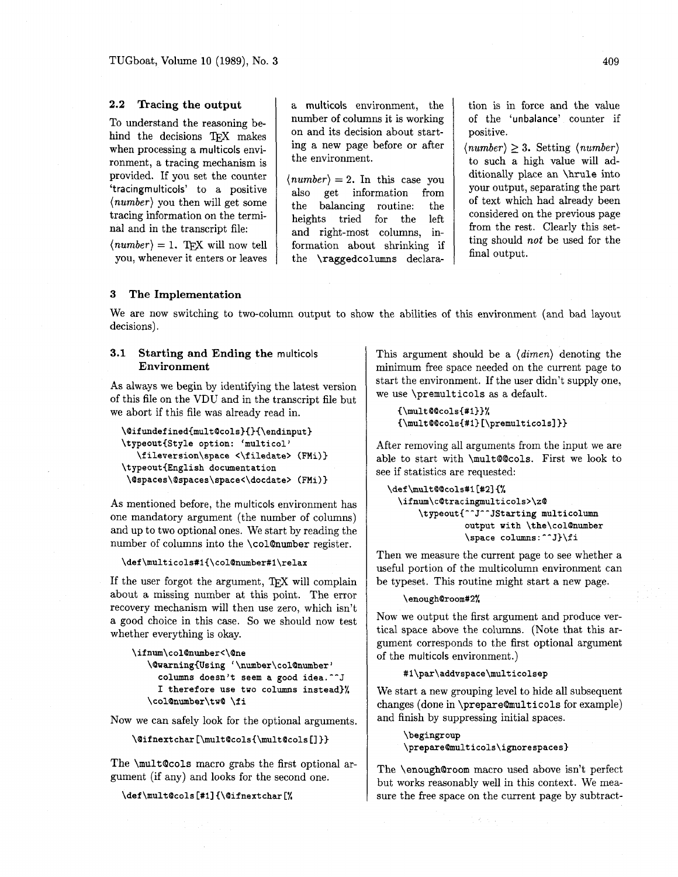## 2.2 Tracing the output

To understand the reasoning behind the decisions TeX makes when processing a multicols environment, a tracing mechanism is provided. If you set the counter 'tracingmulticols' to a positive ⟨*number*⟩ you then will get some tracing information on the terminal and in the transcript file:

⟨*number*⟩ = 1. TeX will now tell you, whenever it enters or leaves a multicols environment, the number of columns it is working on and its decision about starting a new page before or after the environment.

⟨*number*⟩ = 2. In this case you also get information from the balancing routine: the heights tried for the left and right-most columns, information about shrinking if the `\raggedcolumns` declaration is in force and the value of the 'unbalance' counter if positive.

⟨*number*⟩ ≥ 3. Setting ⟨*number*⟩ to such a high value will additionally place an `\hrule` into your output, separating the part of text which had already been considered on the previous page from the rest. Clearly this setting should *not* be used for the final output.

# 3 The Implementation

We are now switching to two-column output to show the abilities of this environment (and bad layout decisions).

## 3.1 Starting and Ending the multicols Environment

As always we begin by identifying the latest version of this file on the VDU and in the transcript file but we abort if this file was already read in.

```
\@ifundefined{mult@cols}{}{\endinput}
\typeout{Style option: 'multicol'
   \fileversion\space <\filedate> (FMi)}
\typeout{English documentation
  \@spaces\@spaces\space<\docdate> (FMi)}
```

As mentioned before, the multicols environment has one mandatory argument (the number of columns) and up to two optional ones. We start by reading the number of columns into the `\col@number` register.

```
\def\multicols#1{\col@number#1\relax
```

If the user forgot the argument, TeX will complain about a missing number at this point. The error recovery mechanism will then use zero, which isn't a good choice in this case. So we should now test whether everything is okay.

```
  \ifnum\col@number<\@ne
    \@warning{Using '\number\col@number'
      columns doesn't seem a good idea.^^J
      I therefore use two columns instead}%
    \col@number\tw@ \fi
```

Now we can safely look for the optional arguments.

```
  \@ifnextchar[\mult@cols{\mult@cols[]}}
```

The `\mult@cols` macro grabs the first optional argument (if any) and looks for the second one.

```
\def\mult@cols[#1]{\@ifnextchar[%
```

This argument should be a ⟨*dimen*⟩ denoting the minimum free space needed on the current page to start the environment. If the user didn't supply one, we use `\premulticols` as a default.

```
   {\mult@@cols{#1}}%
   {\mult@@cols{#1}[\premulticols]}}
```

After removing all arguments from the input we are able to start with `\mult@@cols`. First we look to see if statistics are requested:

```
\def\mult@@cols#1[#2]{%
   \ifnum\c@tracingmulticols>\z@
      \typeout{^^J^^JStarting multicolumn
              output with \the\col@number
              \space columns:^^J}\fi
```

Then we measure the current page to see whether a useful portion of the multicolumn environment can be typeset. This routine might start a new page.

```
   \enough@room#2%
```

Now we output the first argument and produce vertical space above the columns. (Note that this argument corresponds to the first optional argument of the multicols environment.)

```
   #1\par\addvspace\multicolsep
```

We start a new grouping level to hide all subsequent changes (done in `\prepare@multicols` for example) and finish by suppressing initial spaces.

```
   \begingroup
   \prepare@multicols\ignorespaces}
```

The `\enough@room` macro used above isn't perfect but works reasonably well in this context. We measure the free space on the current page by subtract-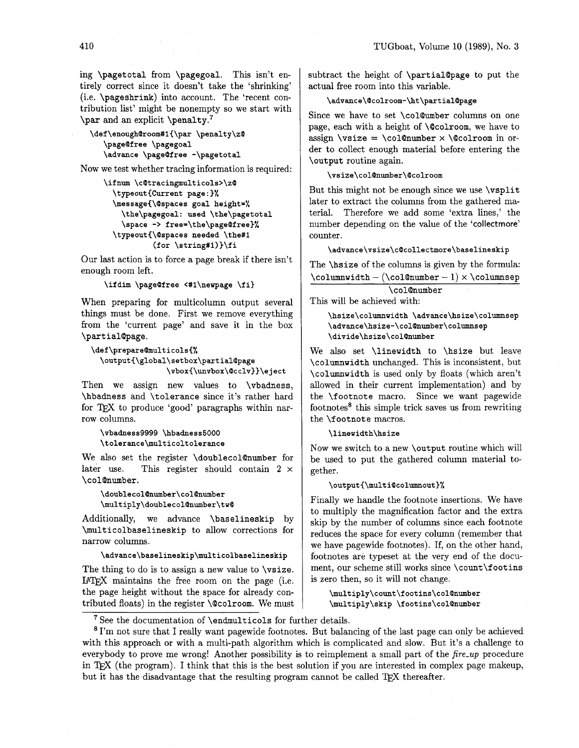ing \pagetotal from \pagegoal. This isn't entirely correct since it doesn't take the 'shrinking' (i.e. \pageshrink) into account. The 'recent contribution list' might be nonempty so we start with \par and an explicit \penalty.[7]

```
\def\enough@room#1{\par \penalty\z@
   \page@free \pagegoal
   \advance \page@free -\pagetotal
```

Now we test whether tracing information is required:

```
\ifnum \c@tracingmulticols>\z@
  \typeout{Current page:}%
  \message{\@spaces goal height=%
    \the\pagegoal: used \the\pagetotal
    \space -> free=\the\page@free}%
  \typeout{\@spaces needed \the#1
           (for \string#1)}\fi
```

Our last action is to force a page break if there isn't enough room left.

```
\ifdim \page@free <#1\newpage \fi}
```

When preparing for multicolumn output several things must be done. First we remove everything from the 'current page' and save it in the box \partial@page.

```
\def\prepare@multicols{%
  \output{\global\setbox\partial@page
              \vbox{\unvbox\@cclv}}\eject
```

Then we assign new values to \vbadness, \hbadness and \tolerance since it's rather hard for TeX to produce 'good' paragraphs within narrow columns.

```
\vbadness9999 \hbadness5000
\tolerance\multicoltolerance
```

We also set the register \doublecol@number for later use. This register should contain 2 × \col@number.

```
\doublecol@number\col@number
\multiply\doublecol@number\tw@
```

Additionally, we advance \baselineskip by \multicolbaselineskip to allow corrections for narrow columns.

```
\advance\baselineskip\multicolbaselineskip
```

The thing to do is to assign a new value to \vsize. LaTeX maintains the free room on the page (i.e. the page height without the space for already contributed floats) in the register \@colroom. We must subtract the height of \partial@page to put the actual free room into this variable.

```
\advance\@colroom-\ht\partial@page
```

Since we have to set \col@umber columns on one page, each with a height of \@colroom, we have to assign \vsize = \col@number × \@colroom in order to collect enough material before entering the \output routine again.

```
\vsize\col@number\@colroom
```

But this might not be enough since we use \vsplit later to extract the columns from the gathered material. Therefore we add some 'extra lines,' the number depending on the value of the 'collectmore' counter.

```
\advance\vsize\c@collectmore\baselineskip
```

The \hsize of the columns is given by the formula:

$$\frac{\texttt{\textbackslash columnwidth} - (\texttt{\textbackslash col@number} - 1) \times \texttt{\textbackslash columnsep}}{\texttt{\textbackslash col@number}}$$

This will be achieved with:

```
\hsize\columnwidth \advance\hsize\columnsep
\advance\hsize-\col@number\columnsep
\divide\hsize\col@number
```

We also set \linewidth to \hsize but leave \columnwidth unchanged. This is inconsistent, but \columnwidth is used only by floats (which aren't allowed in their current implementation) and by the \footnote macro. Since we want pagewide footnotes[8] this simple trick saves us from rewriting the \footnote macros.

```
\linewidth\hsize
```

Now we switch to a new \output routine which will be used to put the gathered column material together.

```
\output{\multi@columnout}%
```

Finally we handle the footnote insertions. We have to multiply the magnification factor and the extra skip by the number of columns since each footnote reduces the space for every column (remember that we have pagewide footnotes). If, on the other hand, footnotes are typeset at the very end of the document, our scheme still works since \count\footins is zero then, so it will not change.

```
\multiply\count\footins\col@number
\multiply\skip \footins\col@number
```

---

[7] See the documentation of \endmulticols for further details.

[8] I'm not sure that I really want pagewide footnotes. But balancing of the last page can only be achieved with this approach or with a multi-path algorithm which is complicated and slow. But it's a challenge to everybody to prove me wrong! Another possibility is to reimplement a small part of the *fire_up* procedure in TeX (the program). I think that this is the best solution if you are interested in complex page makeup, but it has the disadvantage that the resulting program cannot be called TeX thereafter.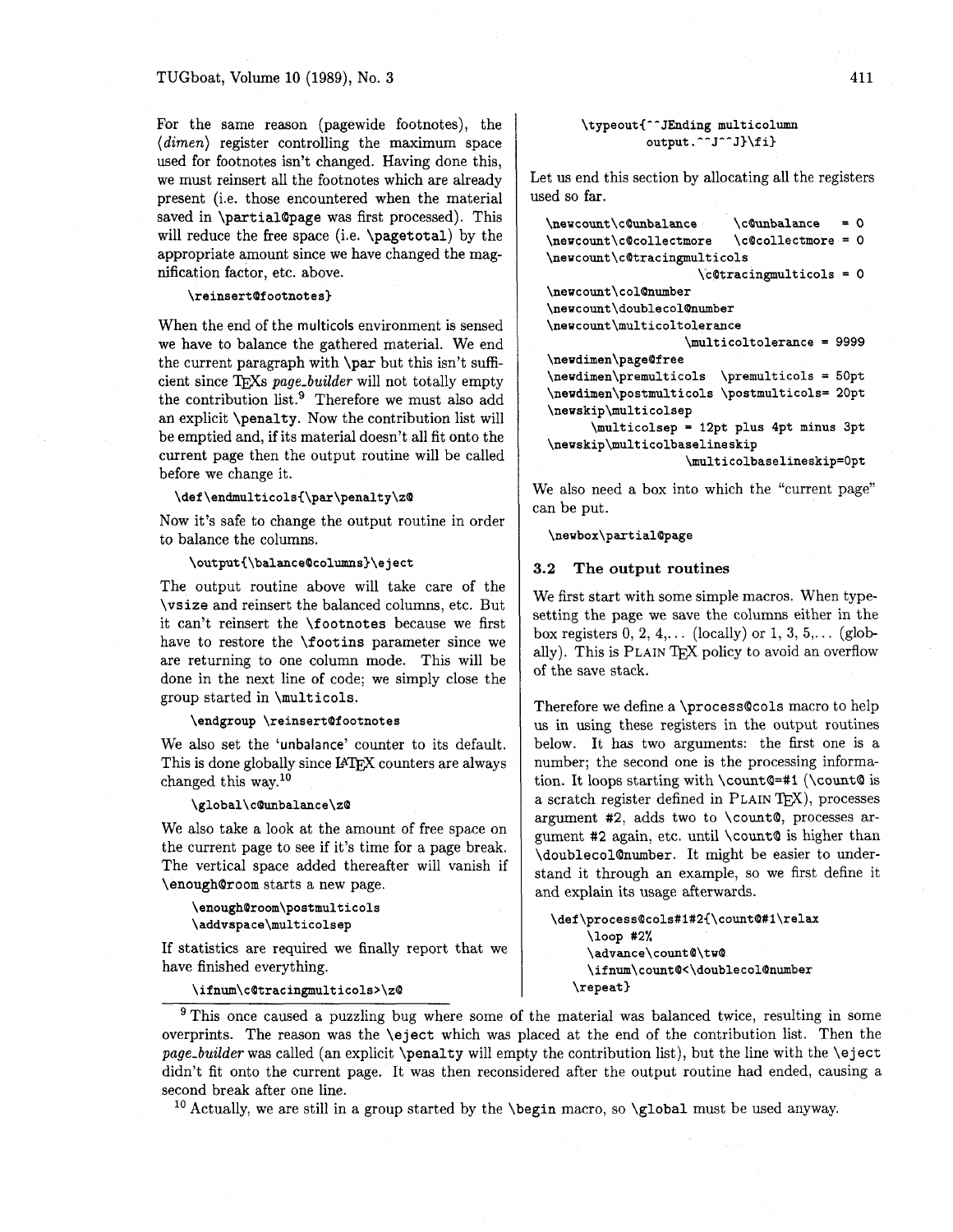For the same reason (pagewide footnotes), the ⟨*dimen*⟩ register controlling the maximum space used for footnotes isn't changed. Having done this, we must reinsert all the footnotes which are already present (i.e. those encountered when the material saved in `\partial@page` was first processed). This will reduce the free space (i.e. `\pagetotal`) by the appropriate amount since we have changed the magnification factor, etc. above.

```
\reinsert@footnotes}
```

When the end of the multicols environment is sensed we have to balance the gathered material. We end the current paragraph with `\par` but this isn't sufficient since TeXs *page_builder* will not totally empty the contribution list.[9] Therefore we must also add an explicit `\penalty`. Now the contribution list will be emptied and, if its material doesn't all fit onto the current page then the output routine will be called before we change it.

```
\def\endmulticols{\par\penalty\z@
```

Now it's safe to change the output routine in order to balance the columns.

```
\output{\balance@columns}\eject
```

The output routine above will take care of the `\vsize` and reinsert the balanced columns, etc. But it can't reinsert the `\footnotes` because we first have to restore the `\footins` parameter since we are returning to one column mode. This will be done in the next line of code; we simply close the group started in `\multicols`.

```
\endgroup \reinsert@footnotes
```

We also set the 'unbalance' counter to its default. This is done globally since LaTeX counters are always changed this way.[10]

```
\global\c@unbalance\z@
```

We also take a look at the amount of free space on the current page to see if it's time for a page break. The vertical space added thereafter will vanish if `\enough@room` starts a new page.

```
\enough@room\postmulticols
\addvspace\multicolsep
```

If statistics are required we finally report that we have finished everything.

```
\ifnum\c@tracingmulticols>\z@
      \typeout{^^JEnding multicolumn
               output.^^J^^J}\fi}
```

Let us end this section by allocating all the registers used so far.

```
\newcount\c@unbalance      \c@unbalance   = 0
\newcount\c@collectmore    \c@collectmore = 0
\newcount\c@tracingmulticols
                         \c@tracingmulticols = 0
\newcount\col@number
\newcount\doublecol@number
\newcount\multicoltolerance
                    \multicoltolerance = 9999
\newdimen\page@free
\newdimen\premulticols  \premulticols = 50pt
\newdimen\postmulticols \postmulticols= 20pt
\newskip\multicolsep
      \multicolsep = 12pt plus 4pt minus 3pt
\newskip\multicolbaselineskip
                    \multicolbaselineskip=0pt
```

We also need a box into which the "current page" can be put.

```
\newbox\partial@page
```

### 3.2 The output routines

We first start with some simple macros. When typesetting the page we save the columns either in the box registers 0, 2, 4,... (locally) or 1, 3, 5,... (globally). This is PLAIN TeX policy to avoid an overflow of the save stack.

Therefore we define a `\process@cols` macro to help us in using these registers in the output routines below. It has two arguments: the first one is a number; the second one is the processing information. It loops starting with `\count@=#1` (`\count@` is a scratch register defined in PLAIN TeX), processes argument #2, adds two to `\count@`, processes argument #2 again, etc. until `\count@` is higher than `\doublecol@number`. It might be easier to understand it through an example, so we first define it and explain its usage afterwards.

```
\def\process@cols#1#2{\count@#1\relax
     \loop #2%
     \advance\count@\tw@
     \ifnum\count@<\doublecol@number
   \repeat}
```

[9] This once caused a puzzling bug where some of the material was balanced twice, resulting in some overprints. The reason was the `\eject` which was placed at the end of the contribution list. Then the *page_builder* was called (an explicit `\penalty` will empty the contribution list), but the line with the `\eject` didn't fit onto the current page. It was then reconsidered after the output routine had ended, causing a second break after one line.

[10] Actually, we are still in a group started by the `\begin` macro, so `\global` must be used anyway.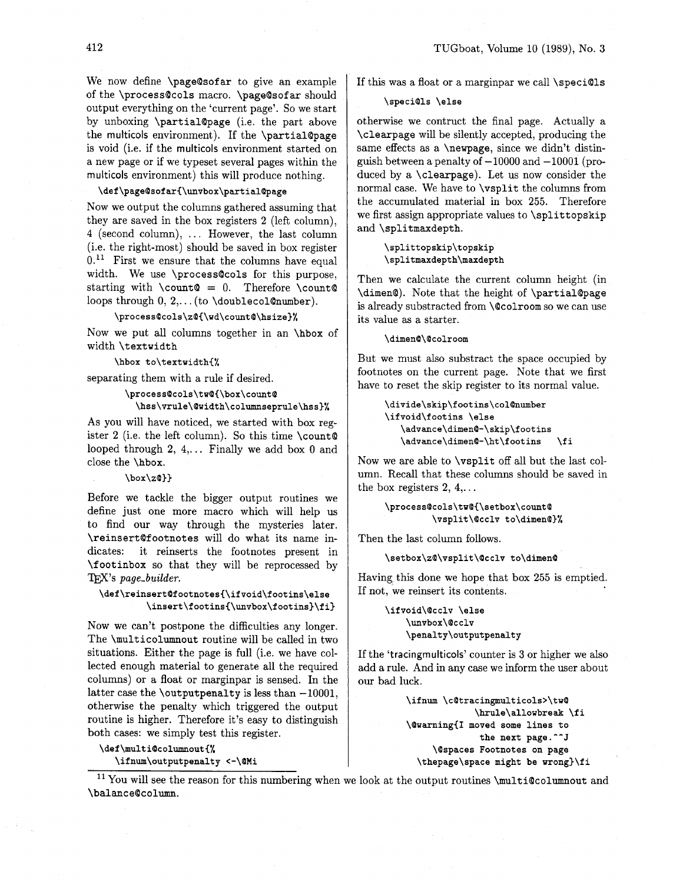We now define `\page@sofar` to give an example of the `\process@cols` macro. `\page@sofar` should output everything on the 'current page'. So we start by unboxing `\partial@page` (i.e. the part above the multicols environment). If the `\partial@page` is void (i.e. if the multicols environment started on a new page or if we typeset several pages within the multicols environment) this will produce nothing.

```
\def\page@sofar{\unvbox\partial@page
```

Now we output the columns gathered assuming that they are saved in the box registers 2 (left column), 4 (second column), ... However, the last column (i.e. the right-most) should be saved in box register 0.[11] First we ensure that the columns have equal width. We use `\process@cols` for this purpose, starting with `\count@` = 0. Therefore `\count@` loops through 0, 2,... (to `\doublecol@number`).

```
\process@cols\z@{\wd\count@\hsize}%
```

Now we put all columns together in an `\hbox` of width `\textwidth`

```
\hbox to\textwidth{%
```

separating them with a rule if desired.

```
\process@cols\tw@{\box\count@
  \hss\vrule\@width\columnseprule\hss}%
```

As you will have noticed, we started with box register 2 (i.e. the left column). So this time `\count@` looped through 2, 4,... Finally we add box 0 and close the `\hbox`.

```
\box\z@}}
```

Before we tackle the bigger output routines we define just one more macro which will help us to find our way through the mysteries later. `\reinsert@footnotes` will do what its name indicates: it reinserts the footnotes present in `\footinbox` so that they will be reprocessed by TeX's *page_builder*.

```
\def\reinsert@footnotes{\ifvoid\footins\else
        \insert\footins{\unvbox\footins}\fi}
```

Now we can't postpone the difficulties any longer. The `\multicolumnout` routine will be called in two situations. Either the page is full (i.e. we have collected enough material to generate all the required columns) or a float or marginpar is sensed. In the latter case the `\outputpenalty` is less than −10001, otherwise the penalty which triggered the output routine is higher. Therefore it's easy to distinguish both cases: we simply test this register.

```
\def\multi@columnout{%
   \ifnum\outputpenalty <-\@Mi
```

If this was a float or a marginpar we call `\speci@ls`

```
\speci@ls \else
```

otherwise we contruct the final page. Actually a `\clearpage` will be silently accepted, producing the same effects as a `\newpage`, since we didn't distinguish between a penalty of −10000 and −10001 (produced by a `\clearpage`). Let us now consider the normal case. We have to `\vsplit` the columns from the accumulated material in box 255. Therefore we first assign appropriate values to `\splittopskip` and `\splitmaxdepth`.

```
\splittopskip\topskip
\splitmaxdepth\maxdepth
```

Then we calculate the current column height (in `\dimen@`). Note that the height of `\partial@page` is already substracted from `\@colroom` so we can use its value as a starter.

```
\dimen@\@colroom
```

But we must also substract the space occupied by footnotes on the current page. Note that we first have to reset the skip register to its normal value.

```
\divide\skip\footins\col@number
\ifvoid\footins \else
   \advance\dimen@-\skip\footins
   \advance\dimen@-\ht\footins   \fi
```

Now we are able to `\vsplit` off all but the last column. Recall that these columns should be saved in the box registers 2, 4,...

```
\process@cols\tw@{\setbox\count@
        \vsplit\@cclv to\dimen@}%
```

Then the last column follows.

```
\setbox\z@\vsplit\@cclv to\dimen@
```

Having this done we hope that box 255 is emptied. If not, we reinsert its contents.

```
\ifvoid\@cclv \else
    \unvbox\@cclv
    \penalty\outputpenalty
```

If the 'tracingmulticols' counter is 3 or higher we also add a rule. And in any case we inform the user about our bad luck.

```
\ifnum \c@tracingmulticols>\tw@
            \hrule\allowbreak \fi
\@warning{I moved some lines to
            the next page.^^J
     \@spaces Footnotes on page
   \thepage\space might be wrong}\fi
```

---

[11] You will see the reason for this numbering when we look at the output routines `\multi@columnout` and `\balance@column`.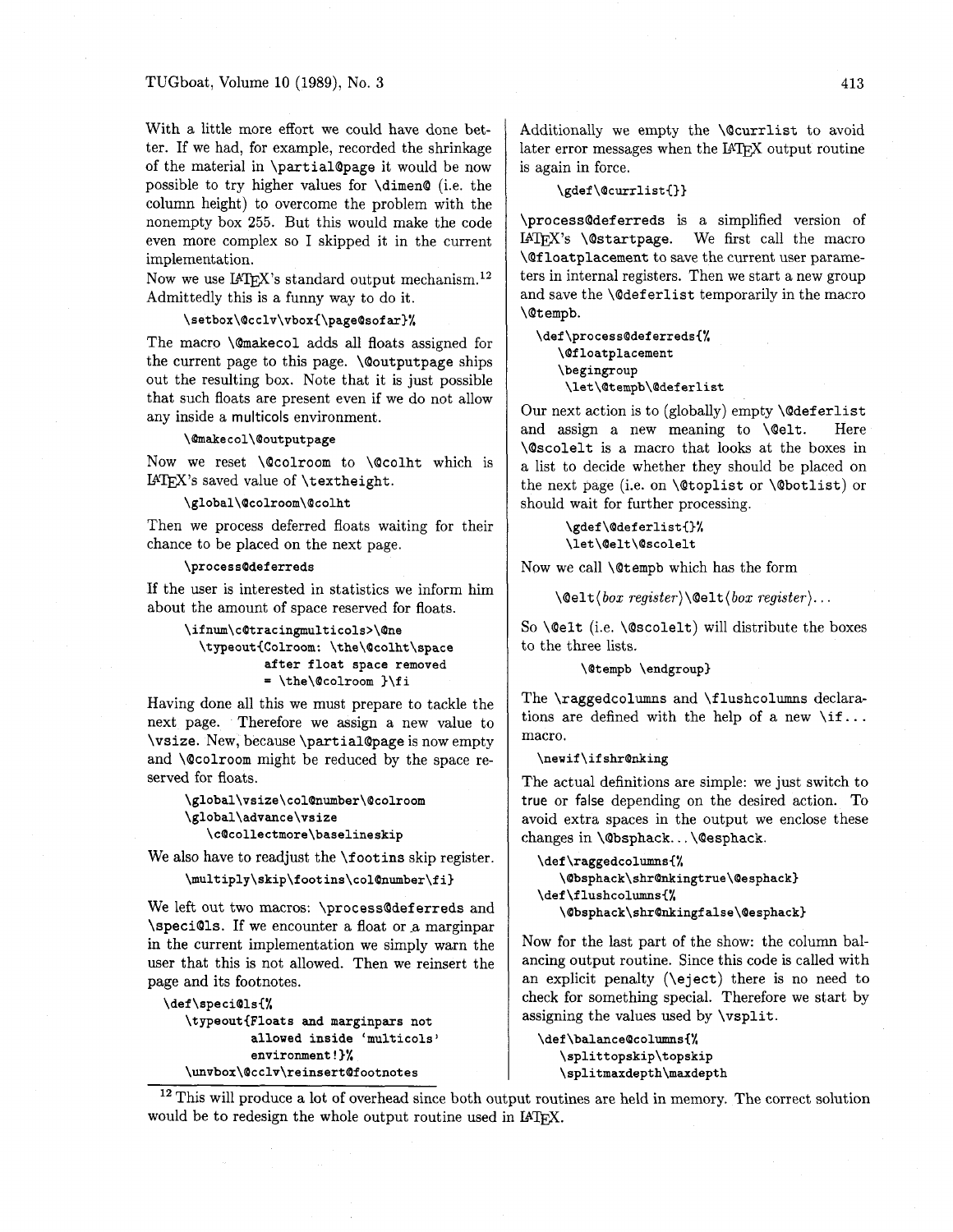With a little more effort we could have done better. If we had, for example, recorded the shrinkage of the material in `\partial@page` it would be now possible to try higher values for `\dimen@` (i.e. the column height) to overcome the problem with the nonempty box 255. But this would make the code even more complex so I skipped it in the current implementation.

Now we use LaTeX's standard output mechanism.[12] Admittedly this is a funny way to do it.

```
\setbox\@cclv\vbox{\page@sofar}%
```

The macro `\@makecol` adds all floats assigned for the current page to this page. `\@outputpage` ships out the resulting box. Note that it is just possible that such floats are present even if we do not allow any inside a multicols environment.

```
\@makecol\@outputpage
```

Now we reset `\@colroom` to `\@colht` which is LaTeX's saved value of `\textheight`.

```
\global\@colroom\@colht
```

Then we process deferred floats waiting for their chance to be placed on the next page.

```
\process@deferreds
```

If the user is interested in statistics we inform him about the amount of space reserved for floats.

```
\ifnum\c@tracingmulticols>\@ne
  \typeout{Colroom: \the\@colht\space
          after float space removed
          = \the\@colroom }\fi
```

Having done all this we must prepare to tackle the next page. Therefore we assign a new value to `\vsize`. New, because `\partial@page` is now empty and `\@colroom` might be reduced by the space reserved for floats.

```
\global\vsize\col@number\@colroom
\global\advance\vsize
   \c@collectmore\baselineskip
```

We also have to readjust the `\footins` skip register.

```
\multiply\skip\footins\col@number\fi}
```

We left out two macros: `\process@deferreds` and `\speci@ls`. If we encounter a float or a marginpar in the current implementation we simply warn the user that this is not allowed. Then we reinsert the page and its footnotes.

```
\def\speci@ls{%
   \typeout{Floats and marginpars not
           allowed inside `multicols'
           environment!}%
   \unvbox\@cclv\reinsert@footnotes
```

Additionally we empty the `\@currlist` to avoid later error messages when the LaTeX output routine is again in force.

```
\gdef\@currlist{}}
```

`\process@deferreds` is a simplified version of LaTeX's `\@startpage`. We first call the macro `\@floatplacement` to save the current user parameters in internal registers. Then we start a new group and save the `\@deferlist` temporarily in the macro `\@tempb`.

```
\def\process@deferreds{%
   \@floatplacement
   \begingroup
    \let\@tempb\@deferlist
```

Our next action is to (globally) empty `\@deferlist` and assign a new meaning to `\@elt`. Here `\@scolelt` is a macro that looks at the boxes in a list to decide whether they should be placed on the next page (i.e. on `\@toplist` or `\@botlist`) or should wait for further processing.

```
\gdef\@deferlist{}%
\let\@elt\@scolelt
```

Now we call `\@tempb` which has the form

`\@elt`⟨*box register*⟩`\@elt`⟨*box register*⟩...

So `\@elt` (i.e. `\@scolelt`) will distribute the boxes to the three lists.

```
\@tempb \endgroup}
```

The `\raggedcolumns` and `\flushcolumns` declarations are defined with the help of a new `\if...` macro.

```
\newif\ifshr@nking
```

The actual definitions are simple: we just switch to true or false depending on the desired action. To avoid extra spaces in the output we enclose these changes in `\@bsphack...\@esphack`.

```
\def\raggedcolumns{%
   \@bsphack\shr@nkingtrue\@esphack}
\def\flushcolumns{%
   \@bsphack\shr@nkingfalse\@esphack}
```

Now for the last part of the show: the column balancing output routine. Since this code is called with an explicit penalty (`\eject`) there is no need to check for something special. Therefore we start by assigning the values used by `\vsplit`.

```
\def\balance@columns{%
   \splittopskip\topskip
   \splitmaxdepth\maxdepth
```

[12] This will produce a lot of overhead since both output routines are held in memory. The correct solution would be to redesign the whole output routine used in LaTeX.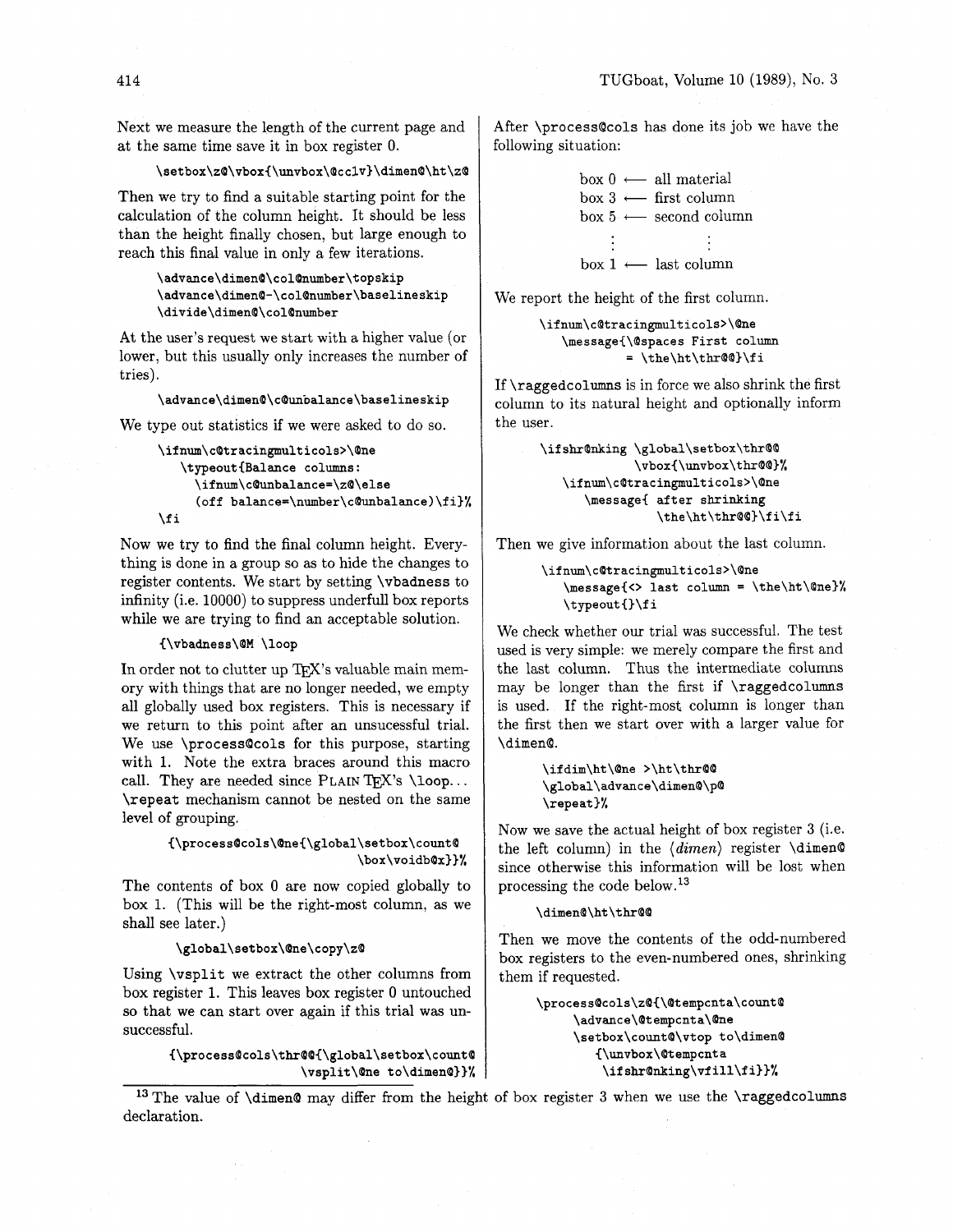Next we measure the length of the current page and at the same time save it in box register 0.

```
\setbox\z@\vbox{\unvbox\@cclv}\dimen@\ht\z@
```

Then we try to find a suitable starting point for the calculation of the column height. It should be less than the height finally chosen, but large enough to reach this final value in only a few iterations.

```
\advance\dimen@\col@number\topskip
\advance\dimen@-\col@number\baselineskip
\divide\dimen@\col@number
```

At the user's request we start with a higher value (or lower, but this usually only increases the number of tries).

```
\advance\dimen@\c@unbalance\baselineskip
```

We type out statistics if we were asked to do so.

```
\ifnum\c@tracingmulticols>\@ne
   \typeout{Balance columns:
     \ifnum\c@unbalance=\z@\else
     (off balance=\number\c@unbalance)\fi}%
\fi
```

Now we try to find the final column height. Everything is done in a group so as to hide the changes to register contents. We start by setting `\vbadness` to infinity (i.e. 10000) to suppress underfull box reports while we are trying to find an acceptable solution.

```
{\vbadness\@M \loop
```

In order not to clutter up TeX's valuable main memory with things that are no longer needed, we empty all globally used box registers. This is necessary if we return to this point after an unsucessful trial. We use `\process@cols` for this purpose, starting with 1. Note the extra braces around this macro call. They are needed since PLAIN TeX's `\loop`... `\repeat` mechanism cannot be nested on the same level of grouping.

```
{\process@cols\@ne{\global\setbox\count@
                        \box\voidb@x}}%
```

The contents of box 0 are now copied globally to box 1. (This will be the right-most column, as we shall see later.)

```
\global\setbox\@ne\copy\z@
```

Using `\vsplit` we extract the other columns from box register 1. This leaves box register 0 untouched so that we can start over again if this trial was unsuccessful.

```
{\process@cols\thr@@{\global\setbox\count@
                  \vsplit\@ne to\dimen@}}%
```

After `\process@cols` has done its job we have the following situation:

```
box 0 ⟵ all material
box 3 ⟵ first column
box 5 ⟵ second column
  ⋮          ⋮
box 1 ⟵ last column
```

We report the height of the first column.

```
\ifnum\c@tracingmulticols>\@ne
   \message{\@spaces First column
          = \the\ht\thr@@}\fi
```

If `\raggedcolumns` is in force we also shrink the first column to its natural height and optionally inform the user.

```
\ifshr@nking \global\setbox\thr@@
             \vbox{\unvbox\thr@@}%
   \ifnum\c@tracingmulticols>\@ne
      \message{ after shrinking
               \the\ht\thr@@}\fi\fi
```

Then we give information about the last column.

```
\ifnum\c@tracingmulticols>\@ne
   \message{<> last column = \the\ht\@ne}%
   \typeout{}\fi
```

We check whether our trial was successful. The test used is very simple: we merely compare the first and the last column. Thus the intermediate columns may be longer than the first if `\raggedcolumns` is used. If the right-most column is longer than the first then we start over with a larger value for `\dimen@`.

```
\ifdim\ht\@ne >\ht\thr@@
\global\advance\dimen@\p@
\repeat}%
```

Now we save the actual height of box register 3 (i.e. the left column) in the ⟨*dimen*⟩ register `\dimen@` since otherwise this information will be lost when processing the code below.[13]

```
\dimen@\ht\thr@@
```

Then we move the contents of the odd-numbered box registers to the even-numbered ones, shrinking them if requested.

```
\process@cols\z@{\@tempcnta\count@
     \advance\@tempcnta\@ne
     \setbox\count@\vtop to\dimen@
        {\unvbox\@tempcnta
         \ifshr@nking\vfill\fi}}%
```

[13] The value of `\dimen@` may differ from the height of box register 3 when we use the `\raggedcolumns` declaration.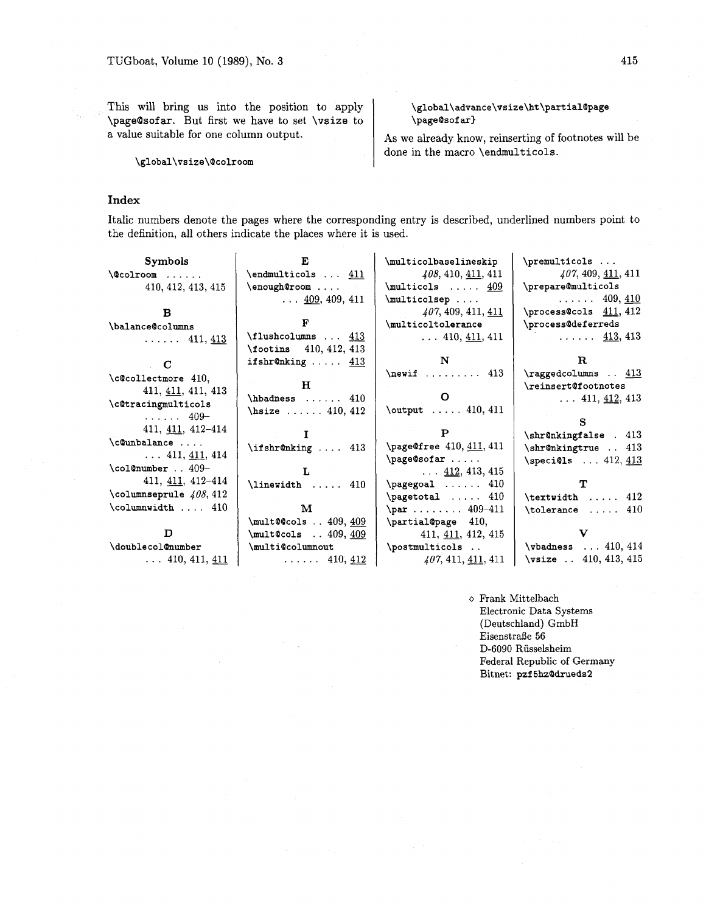This will bring us into the position to apply \page@sofar. But first we have to set \vsize to a value suitable for one column output.

```
\global\vsize\@colroom
```

```
\global\advance\vsize\ht\partial@page
\page@sofar}
```

As we already know, reinserting of footnotes will be done in the macro \endmulticols.

## Index

Italic numbers denote the pages where the corresponding entry is described, underlined numbers point to the definition, all others indicate the places where it is used.

**Symbols**

\@colroom ...... 410, 412, 413, 415

**B**

\balance@columns ...... 411, 413

**C**

\c@collectmore 410, 411, 411, 411, 413
\c@tracingmulticols ...... 409–411, 411, 412–414
\c@unbalance .... ... 411, 411, 414
\col@number .. 409–411, 411, 412–414
\columnseprule *408*, 412
\columnwidth .... 410

**D**

\doublecol@number ... 410, 411, 411

**E**

\endmulticols ... 411
\enough@room .... ... 409, 409, 411

**F**

\flushcolumns ... 413
\footins 410, 412, 413
ifshr@nking ..... 413

**H**

\hbadness ...... 410
\hsize ...... 410, 412

**I**

\ifshr@nking .... 413

**L**

\linewidth ..... 410

**M**

\mult@@cols .. 409, 409
\mult@cols .. 409, 409
\multi@columnout ...... 410, 412
\multicolbaselineskip *408*, 410, 411, 411
\multicols ..... 409
\multicolsep .... *407*, 409, 411, 411
\multicoltolerance ... 410, 411, 411

**N**

\newif ......... 413

**O**

\output ..... 410, 411

**P**

\page@free 410, 411, 411
\page@sofar ..... ... 412, 413, 415
\pagegoal ...... 410
\pagetotal ..... 410
\par ........ 409–411
\partial@page 410, 411, 411, 412, 415
\postmulticols .. *407*, 411, 411, 411
\premulticols ... *407*, 409, 411, 411
\prepare@multicols ...... 409, 410
\process@cols 411, 412
\process@deferreds ...... 413, 413

**R**

\raggedcolumns .. 413
\reinsert@footnotes ... 411, 412, 413

**S**

\shr@nkingfalse . 413
\shr@nkingtrue .. 413
\speci@ls ... 412, 413

**T**

\textwidth ..... 412
\tolerance ..... 410

**V**

\vbadness ... 410, 414
\vsize .. 410, 413, 415

◇ Frank Mittelbach
Electronic Data Systems
(Deutschland) GmbH
Eisenstraße 56
D-6090 Rüsselsheim
Federal Republic of Germany
Bitnet: pzf5hz@drueds2